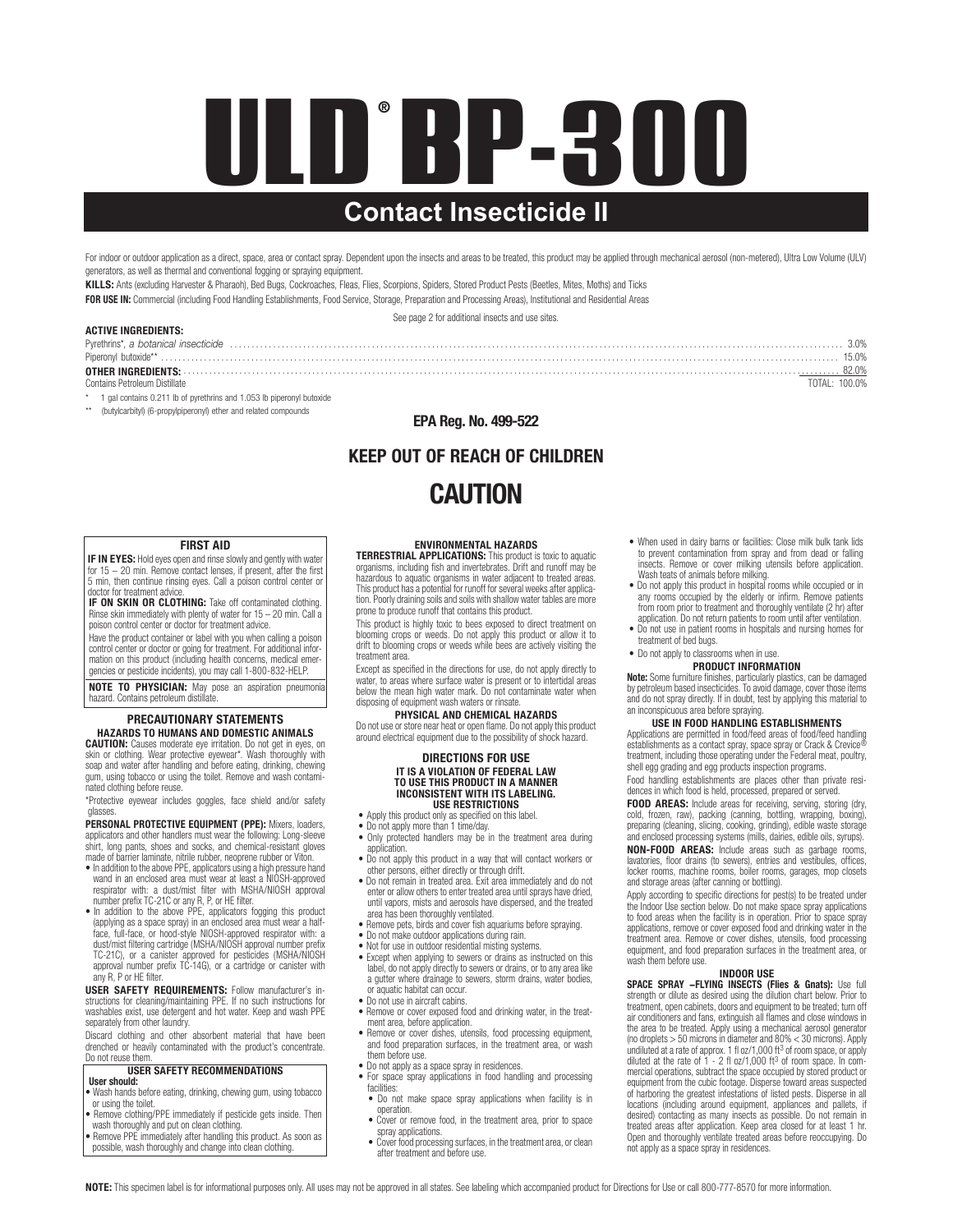# ULD® BP-300

## Contact Insecticide II

For indoor or outdoor application as a direct, space, area or contact spray. Dependent upon the insects and areas to be treated, this product may be applied through mechanical aerosol (non-metered), Ultra Low Volume (ULV) generators, as well as thermal and conventional fogging or spraying equipment.

**KILLS:** Ants (excluding Harvester & Pharaoh), Bed Bugs, Cockroaches, Fleas, Flies, Scorpions, Spiders, Stored Product Pests (Beetles, Mites, Moths) and Ticks

**FOR USE IN:** Commercial (including Food Handling Establishments, Food Service, Storage, Preparation and Processing Areas), Institutional and Residential Areas

See page 2 for additional insects and use sites.

**ACTIVE INGREDIENTS:**

| | |
|---|---|
| Pyrethrins*, *a botanical insecticide* | 3.0% |
| Piperonyl butoxide** | 15.0% |
| **OTHER INGREDIENTS:** | 82.0% |
| Contains Petroleum Distillate | TOTAL: 100.0% |

\* 1 gal contains 0.211 lb of pyrethrins and 1.053 lb piperonyl butoxide

\*\* (butylcarbityl) (6-propylpiperonyl) ether and related compounds

**EPA Reg. No. 499-522**

## KEEP OUT OF REACH OF CHILDREN

## CAUTION

### FIRST AID

**IF IN EYES:** Hold eyes open and rinse slowly and gently with water for 15 – 20 min. Remove contact lenses, if present, after the first 5 min, then continue rinsing eyes. Call a poison control center or doctor for treatment advice.

**IF ON SKIN OR CLOTHING:** Take off contaminated clothing. Rinse skin immediately with plenty of water for 15 – 20 min. Call a poison control center or doctor for treatment advice.

Have the product container or label with you when calling a poison control center or doctor or going for treatment. For additional information on this product (including health concerns, medical emergencies or pesticide incidents), you may call 1-800-832-HELP.

**NOTE TO PHYSICIAN:** May pose an aspiration pneumonia hazard. Contains petroleum distillate.

### PRECAUTIONARY STATEMENTS

#### HAZARDS TO HUMANS AND DOMESTIC ANIMALS

**CAUTION:** Causes moderate eye irritation. Do not get in eyes, on skin or clothing. Wear protective eyewear*. Wash thoroughly with soap and water after handling and before eating, drinking, chewing gum, using tobacco or using the toilet. Remove and wash contaminated clothing before reuse.

\*Protective eyewear includes goggles, face shield and/or safety glasses.

**PERSONAL PROTECTIVE EQUIPMENT (PPE):** Mixers, loaders, applicators and other handlers must wear the following: Long-sleeve shirt, long pants, shoes and socks, and chemical-resistant gloves made of barrier laminate, nitrile rubber, neoprene rubber or Viton.

- In addition to the above PPE, applicators using a high pressure hand wand in an enclosed area must wear at least a NIOSH-approved respirator with: a dust/mist filter with MSHA/NIOSH approval number prefix TC-21C or any R, P, or HE filter.
- In addition to the above PPE, applicators fogging this product (applying as a space spray) in an enclosed area must wear a half-face, full-face, or hood-style NIOSH-approved respirator with: a dust/mist filtering cartridge (MSHA/NIOSH approval number prefix TC-21C), or a canister approved for pesticides (MSHA/NIOSH approval number prefix TC-14G), or a cartridge or canister with any R, P or HE filter.

**USER SAFETY REQUIREMENTS:** Follow manufacturer's instructions for cleaning/maintaining PPE. If no such instructions for washables exist, use detergent and hot water. Keep and wash PPE separately from other laundry.

Discard clothing and other absorbent material that have been drenched or heavily contaminated with the product's concentrate. Do not reuse them.

#### USER SAFETY RECOMMENDATIONS

**User should:**

- Wash hands before eating, drinking, chewing gum, using tobacco or using the toilet.
- Remove clothing/PPE immediately if pesticide gets inside. Then wash thoroughly and put on clean clothing.
- Remove PPE immediately after handling this product. As soon as possible, wash thoroughly and change into clean clothing.

### ENVIRONMENTAL HAZARDS

**TERRESTRIAL APPLICATIONS:** This product is toxic to aquatic organisms, including fish and invertebrates. Drift and runoff may be hazardous to aquatic organisms in water adjacent to treated areas. This product has a potential for runoff for several weeks after application. Poorly draining soils and soils with shallow water tables are more prone to produce runoff that contains this product.

This product is highly toxic to bees exposed to direct treatment on blooming crops or weeds. Do not apply this product or allow it to drift to blooming crops or weeds while bees are actively visiting the treatment area.

Except as specified in the directions for use, do not apply directly to water, to areas where surface water is present or to intertidal areas below the mean high water mark. Do not contaminate water when disposing of equipment wash waters or rinsate.

### PHYSICAL AND CHEMICAL HAZARDS

Do not use or store near heat or open flame. Do not apply this product around electrical equipment due to the possibility of shock hazard.

### DIRECTIONS FOR USE

**IT IS A VIOLATION OF FEDERAL LAW TO USE THIS PRODUCT IN A MANNER INCONSISTENT WITH ITS LABELING.**

#### USE RESTRICTIONS

- Apply this product only as specified on this label.
- Do not apply more than 1 time/day.
- Only protected handlers may be in the treatment area during application.
- Do not apply this product in a way that will contact workers or other persons, either directly or through drift.
- Do not remain in treated area. Exit area immediately and do not enter or allow others to enter treated area until sprays have dried, until vapors, mists and aerosols have dispersed, and the treated area has been thoroughly ventilated.
- Remove pets, birds and cover fish aquariums before spraying.
- Do not make outdoor applications during rain.
- Not for use in outdoor residential misting systems.
- Except when applying to sewers or drains as instructed on this label, do not apply directly to sewers or drains, or to any area like a gutter where drainage to sewers, storm drains, water bodies, or aquatic habitat can occur.
- Do not use in aircraft cabins.
- Remove or cover exposed food and drinking water, in the treatment area, before application.
- Remove or cover dishes, utensils, food processing equipment, and food preparation surfaces, in the treatment area, or wash them before use.
- Do not apply as a space spray in residences.
- For space spray applications in food handling and processing facilities:
  - Do not make space spray applications when facility is in operation.
  - Cover or remove food, in the treatment area, prior to space spray applications.
  - Cover food processing surfaces, in the treatment area, or clean after treatment and before use.
- When used in dairy barns or facilities: Close milk bulk tank lids to prevent contamination from spray and from dead or falling insects. Remove or cover milking utensils before application. Wash teats of animals before milking.
- Do not apply this product in hospital rooms while occupied or in any rooms occupied by the elderly or infirm. Remove patients from room prior to treatment and thoroughly ventilate (2 hr) after application. Do not return patients to room until after ventilation.
- Do not use in patient rooms in hospitals and nursing homes for treatment of bed bugs.
- Do not apply to classrooms when in use.

#### PRODUCT INFORMATION

**Note:** Some furniture finishes, particularly plastics, can be damaged by petroleum based insecticides. To avoid damage, cover those items and do not spray directly. If in doubt, test by applying this material to an inconspicuous area before spraying.

#### USE IN FOOD HANDLING ESTABLISHMENTS

Applications are permitted in food/feed areas of food/feed handling establishments as a contact spray, space spray or Crack & Crevice® treatment, including those operating under the Federal meat, poultry, shell egg grading and egg products inspection programs.

Food handling establishments are places other than private residences in which food is held, processed, prepared or served.

**FOOD AREAS:** Include areas for receiving, serving, storing (dry, cold, frozen, raw), packing (canning, bottling, wrapping, boxing), preparing (cleaning, slicing, cooking, grinding), edible waste storage and enclosed processing systems (mills, dairies, edible oils, syrups).

**NON-FOOD AREAS:** Include areas such as garbage rooms, lavatories, floor drains (to sewers), entries and vestibules, offices, locker rooms, machine rooms, boiler rooms, garages, mop closets and storage areas (after canning or bottling).

Apply according to specific directions for pest(s) to be treated under the Indoor Use section below. Do not make space spray applications to food areas when the facility is in operation. Prior to space spray applications, remove or cover exposed food and drinking water in the treatment area. Remove or cover dishes, utensils, food processing equipment, and food preparation surfaces in the treatment area, or wash them before use.

#### INDOOR USE

**SPACE SPRAY –FLYING INSECTS (Flies & Gnats):** Use full strength or dilute as desired using the dilution chart below. Prior to treatment, open cabinets, doors and equipment to be treated; turn off air conditioners and fans, extinguish all flames and close windows in the area to be treated. Apply using a mechanical aerosol generator (no droplets > 50 microns in diameter and 80% < 30 microns). Apply undiluted at a rate of approx. 1 fl oz/1,000 $ft^3$ of room space, or apply diluted at the rate of 1 - 2 fl oz/1,000 $ft^3$ of room space. In commercial operations, subtract the space occupied by stored product or equipment from the cubic footage. Disperse toward areas suspected of harboring the greatest infestations of listed pests. Disperse in all locations (including around equipment, appliances and pallets, if desired) contacting as many insects as possible. Do not remain in treated areas after application. Keep area closed for at least 1 hr. Open and thoroughly ventilate treated areas before reoccupying. Do not apply as a space spray in residences.

**NOTE:** This specimen label is for informational purposes only. All uses may not be approved in all states. See labeling which accompanied product for Directions for Use or call 800-777-8570 for more information.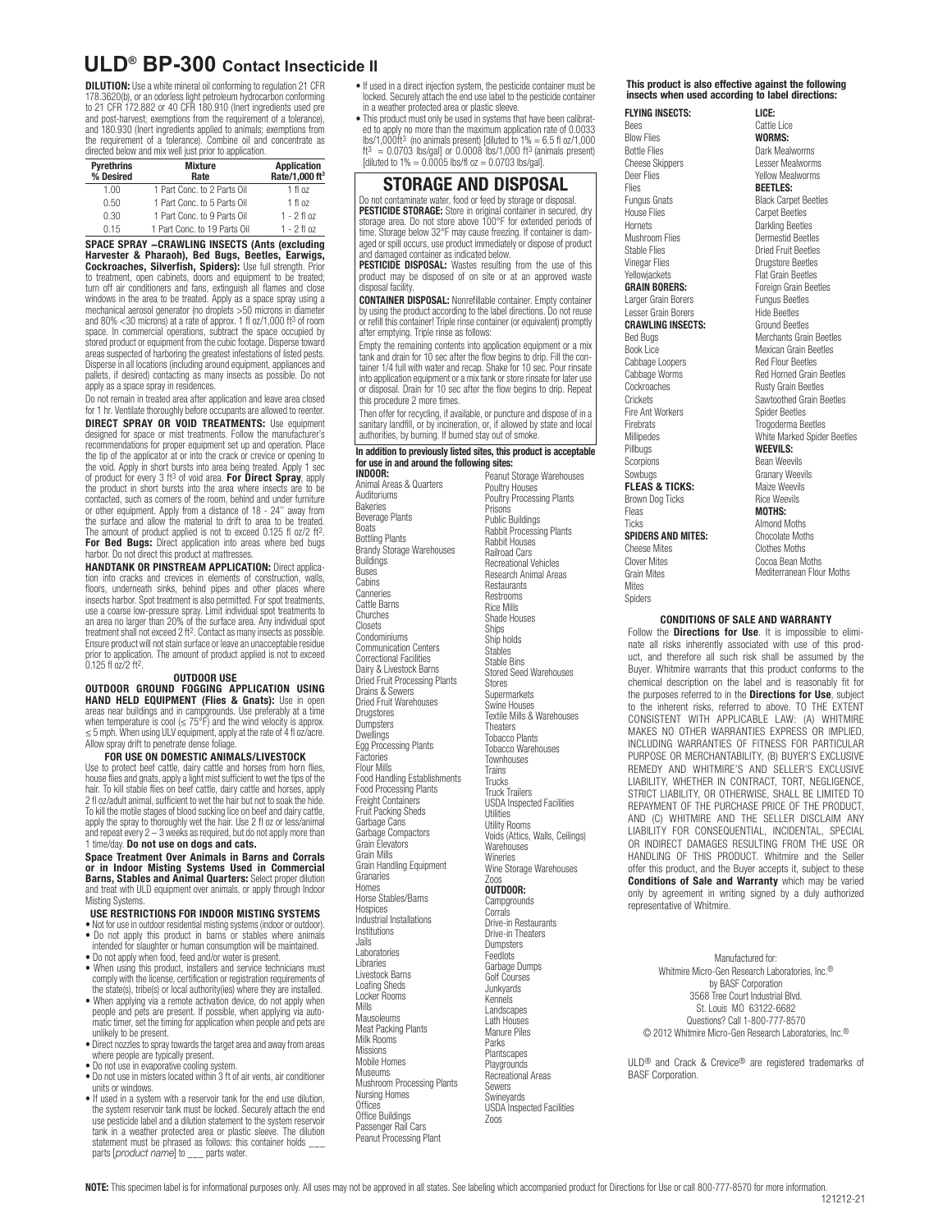# ULD® BP-300 Contact Insecticide II

**DILUTION:** Use a white mineral oil conforming to regulation 21 CFR 178.3620(b), or an odorless light petroleum hydrocarbon conforming to 21 CFR 172.882 or 40 CFR 180.910 (Inert ingredients used pre and post-harvest; exemptions from the requirement of a tolerance), and 180.930 (Inert ingredients applied to animals; exemptions from the requirement of a tolerance). Combine oil and concentrate as directed below and mix well just prior to application.

| Pyrethrins % Desired | Mixture Rate | Application Rate/1,000 ft³ |
|---|---|---|
| 1.00 | 1 Part Conc. to 2 Parts Oil | 1 fl oz |
| 0.50 | 1 Part Conc. to 5 Parts Oil | 1 fl oz |
| 0.30 | 1 Part Conc. to 9 Parts Oil | 1 - 2 fl oz |
| 0.15 | 1 Part Conc. to 19 Parts Oil | 1 - 2 fl oz |

**SPACE SPRAY –CRAWLING INSECTS (Ants (excluding Harvester & Pharaoh), Bed Bugs, Beetles, Earwigs, Cockroaches, Silverfish, Spiders):** Use full strength. Prior to treatment, open cabinets, doors and equipment to be treated; turn off air conditioners and fans, extinguish all flames and close windows in the area to be treated. Apply as a space spray using a mechanical aerosol generator (no droplets >50 microns in diameter and 80% <30 microns) at a rate of approx. 1 fl oz/1,000 ft³ of room space. In commercial operations, subtract the space occupied by stored product or equipment from the cubic footage. Disperse toward areas suspected of harboring the greatest infestations of listed pests. Disperse in all locations (including around equipment, appliances and pallets, if desired) contacting as many insects as possible. Do not apply as a space spray in residences.

Do not remain in treated area after application and leave area closed for 1 hr. Ventilate thoroughly before occupants are allowed to reenter.

**DIRECT SPRAY OR VOID TREATMENTS:** Use equipment designed for space or mist treatments. Follow the manufacturer's recommendations for proper equipment set up and operation. Place the tip of the applicator at or into the crack or crevice or opening to the void. Apply in short bursts into area being treated. Apply 1 sec of product for every 3 ft³ of void area. **For Direct Spray**, apply the product in short bursts into the area where insects are to be contacted, such as corners of the room, behind and under furniture or other equipment. Apply from a distance of 18 - 24'' away from the surface and allow the material to drift to area to be treated. The amount of product applied is not to exceed 0.125 fl oz/2 ft². **For Bed Bugs:** Direct application into areas where bed bugs harbor. Do not direct this product at mattresses.

**HANDTANK OR PINSTREAM APPLICATION:** Direct application into cracks and crevices in elements of construction, walls, floors, underneath sinks, behind pipes and other places where insects harbor. Spot treatment is also permitted. For spot treatments, use a coarse low-pressure spray. Limit individual spot treatments to an area no larger than 20% of the surface area. Any individual spot treatment shall not exceed 2 ft². Contact as many insects as possible. Ensure product will not stain surface or leave an unacceptable residue prior to application. The amount of product applied is not to exceed 0.125 fl oz/2 ft².

### OUTDOOR USE

**OUTDOOR GROUND FOGGING APPLICATION USING HAND HELD EQUIPMENT (Flies & Gnats):** Use in open areas near buildings and in campgrounds. Use preferably at a time when temperature is cool (≤ 75°F) and the wind velocity is approx. ≤ 5 mph. When using ULV equipment, apply at the rate of 4 fl oz/acre. Allow spray drift to penetrate dense foliage.

### FOR USE ON DOMESTIC ANIMALS/LIVESTOCK

Use to protect beef cattle, dairy cattle and horses from horn flies, house flies and gnats, apply a light mist sufficient to wet the tips of the hair. To kill stable flies on beef cattle, dairy cattle and horses, apply 2 fl oz/adult animal, sufficient to wet the hair but not to soak the hide. To kill the motile stages of blood sucking lice on beef and dairy cattle, apply the spray to thoroughly wet the hair. Use 2 fl oz or less/animal and repeat every 2 – 3 weeks as required, but do not apply more than 1 time/day. **Do not use on dogs and cats.**

**Space Treatment Over Animals in Barns and Corrals or in Indoor Misting Systems Used in Commercial Barns, Stables and Animal Quarters:** Select proper dilution and treat with ULD equipment over animals, or apply through Indoor Misting Systems.

### USE RESTRICTIONS FOR INDOOR MISTING SYSTEMS

- Not for use in outdoor residential misting systems (indoor or outdoor).
- Do not apply this product in barns or stables where animals intended for slaughter or human consumption will be maintained.
- Do not apply when food, feed and/or water is present.
- When using this product, installers and service technicians must comply with the license, certification or registration requirements of the state(s), tribe(s) or local authority(ies) where they are installed.
- When applying via a remote activation device, do not apply when people and pets are present. If possible, when applying via automatic timer, set the timing for application when people and pets are unlikely to be present.
- Direct nozzles to spray towards the target area and away from areas where people are typically present.
- Do not use in evaporative cooling system.
- Do not use in misters located within 3 ft of air vents, air conditioner units or windows.
- If used in a system with a reservoir tank for the end use dilution, the system reservoir tank must be locked. Securely attach the end use pesticide label and a dilution statement to the system reservoir tank in a weather protected area or plastic sleeve. The dilution statement must be phrased as follows: this container holds ___ parts [*product name*] to ___ parts water.
- If used in a direct injection system, the pesticide container must be locked. Securely attach the end use label to the pesticide container in a weather protected area or plastic sleeve.
- This product must only be used in systems that have been calibrated to apply no more than the maximum application rate of 0.0033 lbs/1,000ft³ (no animals present) [diluted to 1% = 6.5 fl oz/1,000 ft³ = 0.0703 lbs/gal] or 0.0008 lbs/1,000 ft³ (animals present) [diluted to 1% = 0.0005 lbs/fl oz = 0.0703 lbs/gal].

## STORAGE AND DISPOSAL

Do not contaminate water, food or feed by storage or disposal.

**PESTICIDE STORAGE:** Store in original container in secured, dry storage area. Do not store above 100°F for extended periods of time. Storage below 32°F may cause freezing. If container is damaged or spill occurs, use product immediately or dispose of product and damaged container as indicated below.

**PESTICIDE DISPOSAL:** Wastes resulting from the use of this product may be disposed of on site or at an approved waste disposal facility.

**CONTAINER DISPOSAL:** Nonrefillable container. Empty container by using the product according to the label directions. Do not reuse or refill this container! Triple rinse container (or equivalent) promptly after emptying. Triple rinse as follows:

Empty the remaining contents into application equipment or a mix tank and drain for 10 sec after the flow begins to drip. Fill the container 1/4 full with water and recap. Shake for 10 sec. Pour rinsate into application equipment or a mix tank or store rinsate for later use or disposal. Drain for 10 sec after the flow begins to drip. Repeat this procedure 2 more times.

Then offer for recycling, if available, or puncture and dispose of in a sanitary landfill, or by incineration, or, if allowed by state and local authorities, by burning. If burned stay out of smoke.

**In addition to previously listed sites, this product is acceptable for use in and around the following sites:**

**INDOOR:**
Animal Areas & Quarters
Auditoriums
Bakeries
Beverage Plants
Boats
Bottling Plants
Brandy Storage Warehouses
Buildings
Buses
Cabins
Canneries
Cattle Barns
Churches
Closets
Condominiums
Communication Centers
Correctional Facilities
Dairy & Livestock Barns
Dried Fruit Processing Plants
Drains & Sewers
Dried Fruit Warehouses
Drugstores
Dumpsters
Dwellings
Egg Processing Plants
Factories
Flour Mills
Food Handling Establishments
Food Processing Plants
Freight Containers
Fruit Packing Sheds
Garbage Cans
Garbage Compactors
Grain Elevators
Grain Mills
Grain Handling Equipment
Granaries
Homes
Horse Stables/Barns
Hospices
Industrial Installations
Institutions
Jails
Laboratories
Libraries
Livestock Barns
Loafing Sheds
Locker Rooms
Mills
Mausoleums
Meat Packing Plants
Milk Rooms
Missions
Mobile Homes
Museums
Mushroom Processing Plants
Nursing Homes
Offices
Office Buildings
Passenger Rail Cars
Peanut Processing Plant
Peanut Storage Warehouses
Poultry Houses
Poultry Processing Plants
Prisons
Public Buildings
Rabbit Processing Plants
Rabbit Houses
Railroad Cars
Recreational Vehicles
Research Animal Areas
Restaurants
Restrooms
Rice Mills
Shade Houses
Ships
Ship holds
Stables
Stable Bins
Stored Seed Warehouses
Stores
Supermarkets
Swine Houses
Textile Mills & Warehouses
Theaters
Tobacco Plants
Tobacco Warehouses
Townhouses
Trains
Trucks
Truck Trailers
USDA Inspected Facilities
Utilities
Utility Rooms
Voids (Attics, Walls, Ceilings)
Warehouses
Wineries
Wine Storage Warehouses
Zoos

**OUTDOOR:**
Campgrounds
Corrals
Drive-in Restaurants
Drive-in Theaters
Dumpsters
Feedlots
Garbage Dumps
Golf Courses
Junkyards
Kennels
Landscapes
Lath Houses
Manure Piles
Parks
Plantscapes
Playgrounds
Recreational Areas
Sewers
Swineyards
USDA Inspected Facilities
Zoos

**This product is also effective against the following insects when used according to label directions:**

**FLYING INSECTS:**
Bees
Blow Flies
Bottle Flies
Cheese Skippers
Deer Flies
Flies
Fungus Gnats
House Flies
Hornets
Mushroom Flies
Stable Flies
Vinegar Flies
Yellowjackets

**GRAIN BORERS:**
Larger Grain Borers
Lesser Grain Borers

**CRAWLING INSECTS:**
Bed Bugs
Book Lice
Cabbage Loopers
Cabbage Worms
Cockroaches
Crickets
Fire Ant Workers
Firebrats
Millipedes
Pillbugs
Scorpions
Sowbugs

**FLEAS & TICKS:**
Brown Dog Ticks
Fleas
Ticks

**SPIDERS AND MITES:**
Cheese Mites
Clover Mites
Grain Mites
Mites
Spiders

**LICE:**
Cattle Lice

**WORMS:**
Dark Mealworms
Lesser Mealworms
Yellow Mealworms

**BEETLES:**
Black Carpet Beetles
Carpet Beetles
Darkling Beetles
Dermestid Beetles
Dried Fruit Beetles
Drugstore Beetles
Flat Grain Beetles
Foreign Grain Beetles
Fungus Beetles
Hide Beetles
Ground Beetles
Merchants Grain Beetles
Mexican Grain Beetles
Red Flour Beetles
Red Horned Grain Beetles
Rusty Grain Beetles
Sawtoothed Grain Beetles
Spider Beetles
Trogoderma Beetles
White Marked Spider Beetles

**WEEVILS:**
Bean Weevils
Granary Weevils
Maize Weevils
Rice Weevils

**MOTHS:**
Almond Moths
Chocolate Moths
Clothes Moths
Cocoa Bean Moths
Mediterranean Flour Moths

### CONDITIONS OF SALE AND WARRANTY

Follow the **Directions for Use**. It is impossible to eliminate all risks inherently associated with use of this product, and therefore all such risk shall be assumed by the Buyer. Whitmire warrants that this product conforms to the chemical description on the label and is reasonably fit for the purposes referred to in the **Directions for Use**, subject to the inherent risks, referred to above. TO THE EXTENT CONSISTENT WITH APPLICABLE LAW: (A) WHITMIRE MAKES NO OTHER WARRANTIES EXPRESS OR IMPLIED, INCLUDING WARRANTIES OF FITNESS FOR PARTICULAR PURPOSE OR MERCHANTABILITY, (B) BUYER'S EXCLUSIVE REMEDY AND WHITMIRE'S AND SELLER'S EXCLUSIVE LIABILITY, WHETHER IN CONTRACT, TORT, NEGLIGENCE, STRICT LIABILITY, OR OTHERWISE, SHALL BE LIMITED TO REPAYMENT OF THE PURCHASE PRICE OF THE PRODUCT, AND (C) WHITMIRE AND THE SELLER DISCLAIM ANY LIABILITY FOR CONSEQUENTIAL, INCIDENTAL, SPECIAL OR INDIRECT DAMAGES RESULTING FROM THE USE OR HANDLING OF THIS PRODUCT. Whitmire and the Seller offer this product, and the Buyer accepts it, subject to these **Conditions of Sale and Warranty** which may be varied only by agreement in writing signed by a duly authorized representative of Whitmire.

Manufactured for:
Whitmire Micro-Gen Research Laboratories, Inc.®
by BASF Corporation
3568 Tree Court Industrial Blvd.
St. Louis MO 63122-6682
Questions? Call 1-800-777-8570
© 2012 Whitmire Micro-Gen Research Laboratories, Inc.®

ULD® and Crack & Crevice® are registered trademarks of BASF Corporation.

**NOTE:** This specimen label is for informational purposes only. All uses may not be approved in all states. See labeling which accompanied product for Directions for Use or call 800-777-8570 for more information.

121212-21